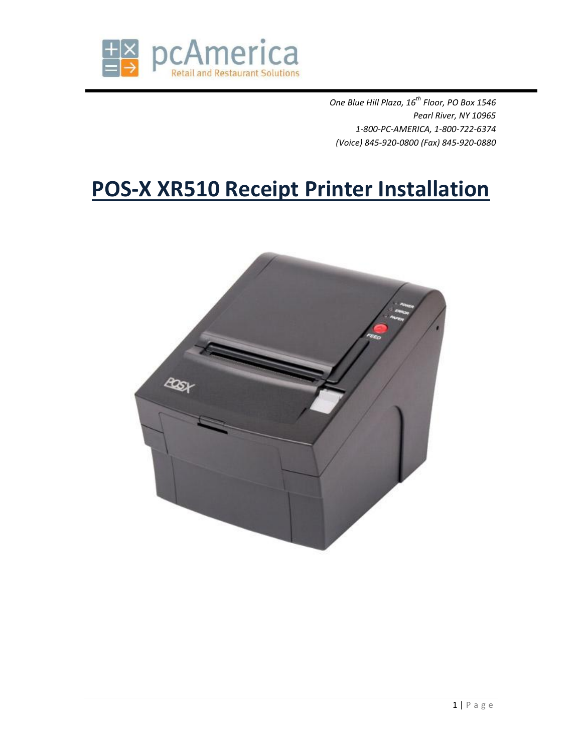One Blue Hill Plaza, 16th Floor, PO Box 1546
Pearl River, NY 10965
1-800-PC-AMERICA, 1-800-722-6374
(Voice) 845-920-0800 (Fax) 845-920-0880

# POS-X XR510 Receipt Printer Installation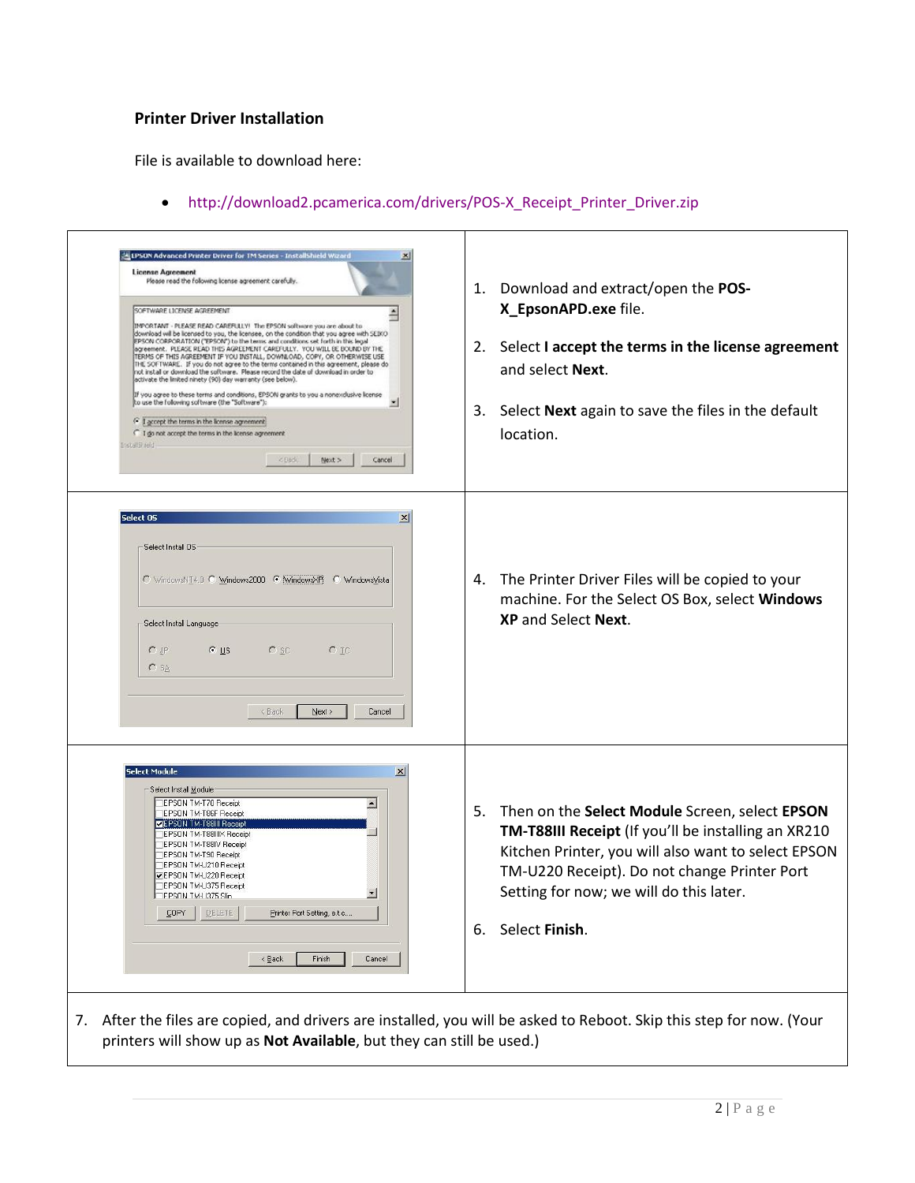**Printer Driver Installation**

File is available to download here:

- http://download2.pcamerica.com/drivers/POS-X_Receipt_Printer_Driver.zip

1. Download and extract/open the **POS-X_EpsonAPD.exe** file.
2. Select **I accept the terms in the license agreement** and select **Next**.
3. Select **Next** again to save the files in the default location.
4. The Printer Driver Files will be copied to your machine. For the Select OS Box, select **Windows XP** and Select **Next**.
5. Then on the **Select Module** Screen, select **EPSON TM-T88III Receipt** (If you'll be installing an XR210 Kitchen Printer, you will also want to select EPSON TM-U220 Receipt). Do not change Printer Port Setting for now; we will do this later.
6. Select **Finish**.
7. After the files are copied, and drivers are installed, you will be asked to Reboot. Skip this step for now. (Your printers will show up as **Not Available**, but they can still be used.)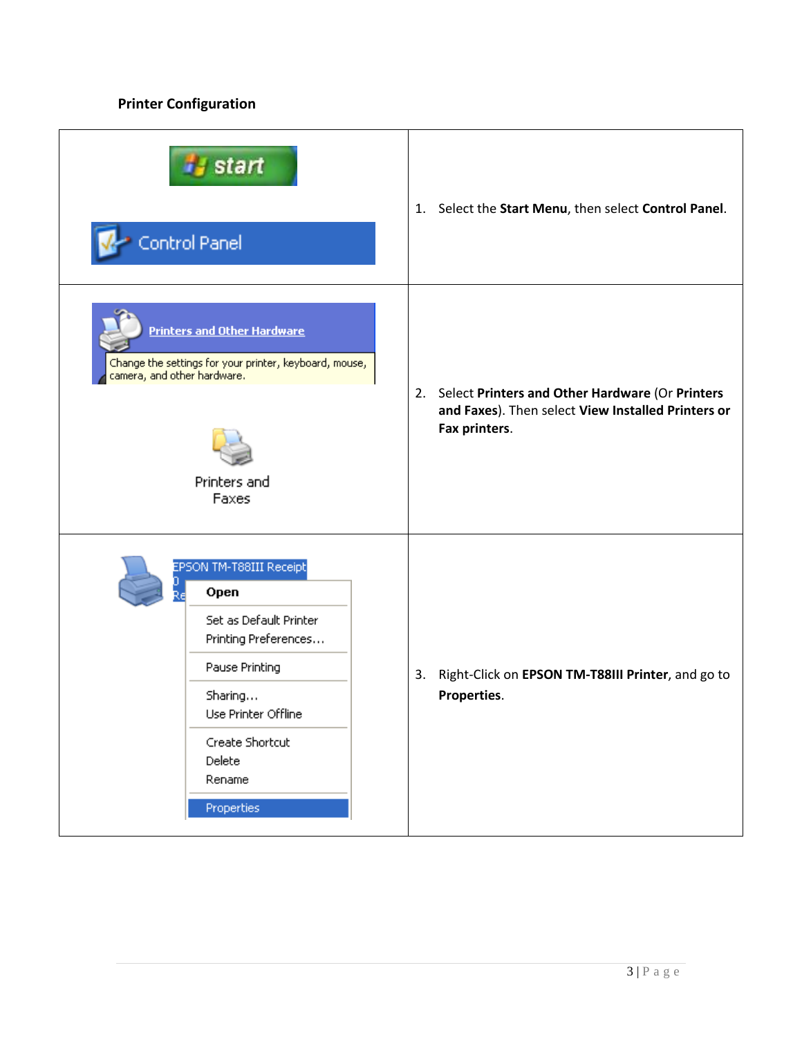**Printer Configuration**

| | |
|---|---|
| start<br><br>Control Panel | 1. Select the **Start Menu**, then select **Control Panel**. |
| Printers and Other Hardware<br>Change the settings for your printer, keyboard, mouse, camera, and other hardware.<br><br>Printers and Faxes | 2. Select **Printers and Other Hardware** (Or **Printers and Faxes**). Then select **View Installed Printers or Fax printers**. |
| EPSON TM-T88III Receipt<br>Open<br>Set as Default Printer<br>Printing Preferences...<br>Pause Printing<br>Sharing...<br>Use Printer Offline<br>Create Shortcut<br>Delete<br>Rename<br>Properties | 3. Right-Click on **EPSON TM-T88III Printer**, and go to **Properties**. |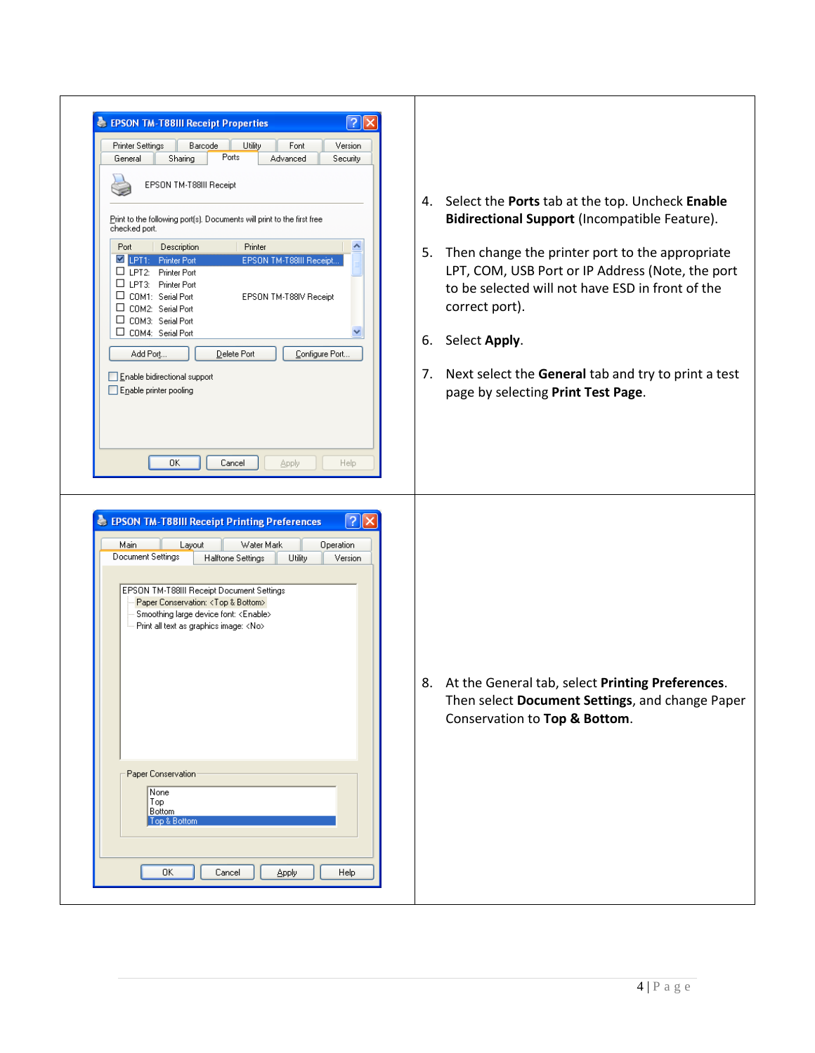4. Select the **Ports** tab at the top. Uncheck **Enable Bidirectional Support** (Incompatible Feature).

5. Then change the printer port to the appropriate LPT, COM, USB Port or IP Address (Note, the port to be selected will not have ESD in front of the correct port).

6. Select **Apply**.

7. Next select the **General** tab and try to print a test page by selecting **Print Test Page**.

8. At the General tab, select **Printing Preferences**. Then select **Document Settings**, and change Paper Conservation to **Top & Bottom**.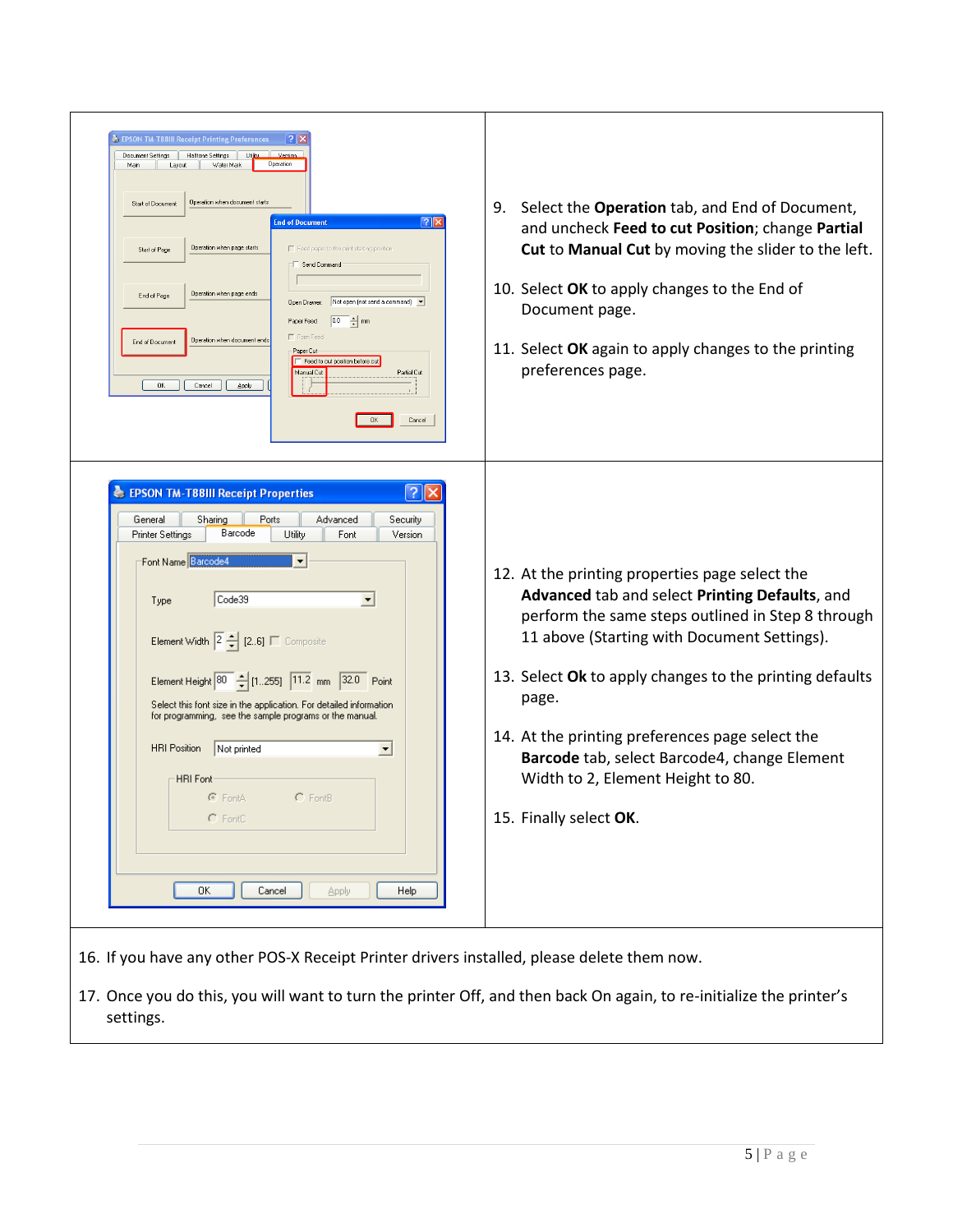9. Select the **Operation** tab, and End of Document, and uncheck **Feed to cut Position**; change **Partial Cut** to **Manual Cut** by moving the slider to the left.

10. Select **OK** to apply changes to the End of Document page.

11. Select **OK** again to apply changes to the printing preferences page.

12. At the printing properties page select the **Advanced** tab and select **Printing Defaults**, and perform the same steps outlined in Step 8 through 11 above (Starting with Document Settings).

13. Select **Ok** to apply changes to the printing defaults page.

14. At the printing preferences page select the **Barcode** tab, select Barcode4, change Element Width to 2, Element Height to 80.

15. Finally select **OK**.

16. If you have any other POS-X Receipt Printer drivers installed, please delete them now.

17. Once you do this, you will want to turn the printer Off, and then back On again, to re-initialize the printer's settings.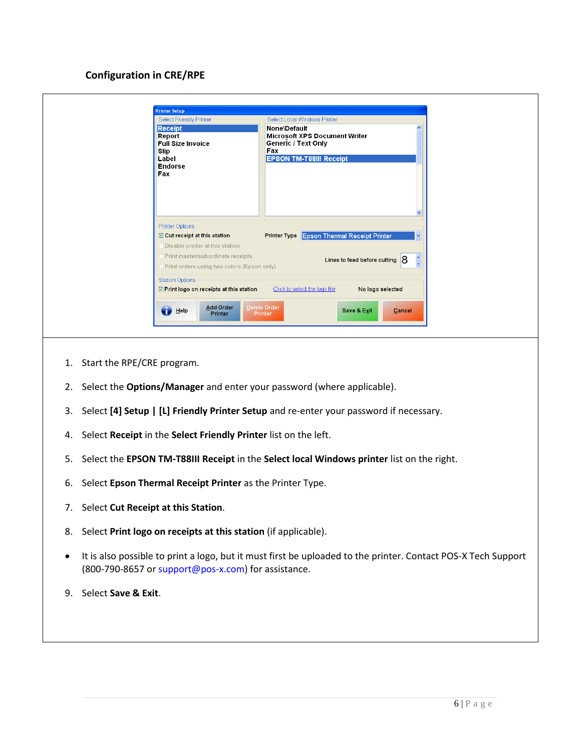**Configuration in CRE/RPE**

1. Start the RPE/CRE program.
2. Select the **Options/Manager** and enter your password (where applicable).
3. Select **[4] Setup | [L] Friendly Printer Setup** and re-enter your password if necessary.
4. Select **Receipt** in the **Select Friendly Printer** list on the left.
5. Select the **EPSON TM-T88III Receipt** in the **Select local Windows printer** list on the right.
6. Select **Epson Thermal Receipt Printer** as the Printer Type.
7. Select **Cut Receipt at this Station**.
8. Select **Print logo on receipts at this station** (if applicable).

- It is also possible to print a logo, but it must first be uploaded to the printer. Contact POS-X Tech Support (800-790-8657 or support@pos-x.com) for assistance.

9. Select **Save & Exit**.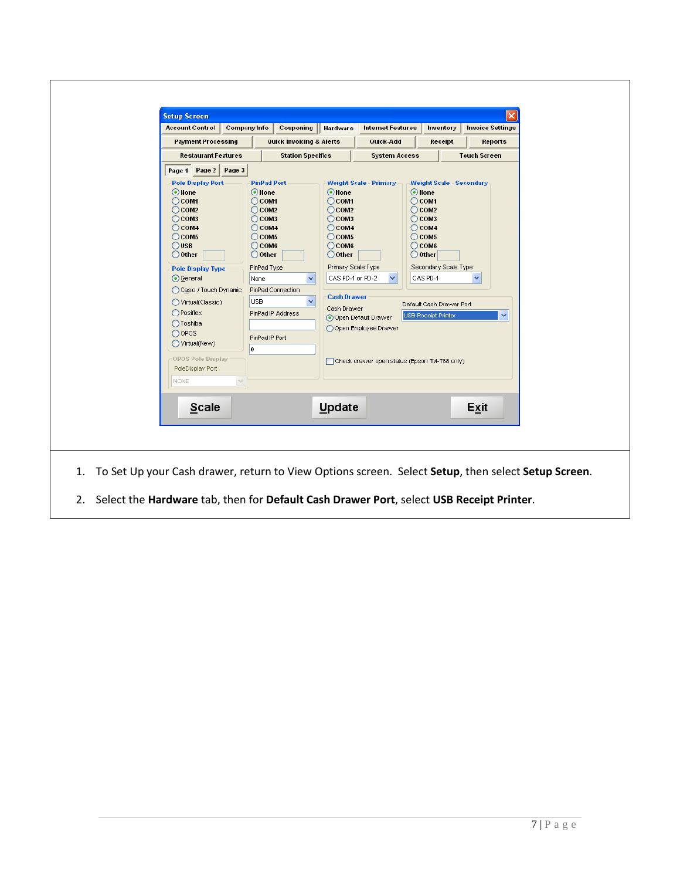1. To Set Up your Cash drawer, return to View Options screen. Select **Setup**, then select **Setup Screen**.
2. Select the **Hardware** tab, then for **Default Cash Drawer Port**, select **USB Receipt Printer**.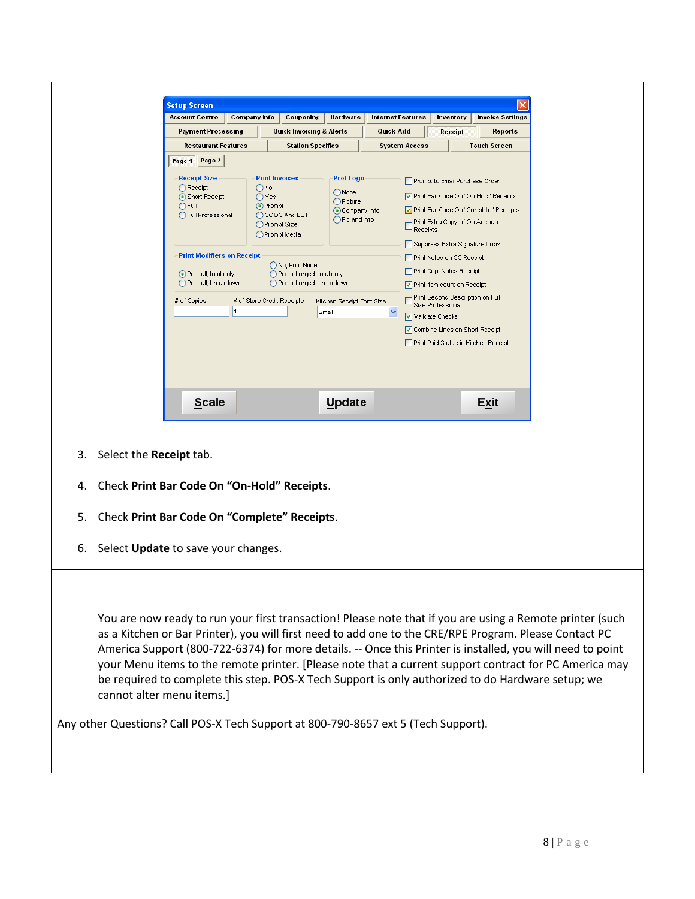3. Select the **Receipt** tab.

4. Check **Print Bar Code On “On-Hold” Receipts**.

5. Check **Print Bar Code On “Complete” Receipts**.

6. Select **Update** to save your changes.

You are now ready to run your first transaction! Please note that if you are using a Remote printer (such as a Kitchen or Bar Printer), you will first need to add one to the CRE/RPE Program. Please Contact PC America Support (800-722-6374) for more details. -- Once this Printer is installed, you will need to point your Menu items to the remote printer. [Please note that a current support contract for PC America may be required to complete this step. POS-X Tech Support is only authorized to do Hardware setup; we cannot alter menu items.]

Any other Questions? Call POS-X Tech Support at 800-790-8657 ext 5 (Tech Support).